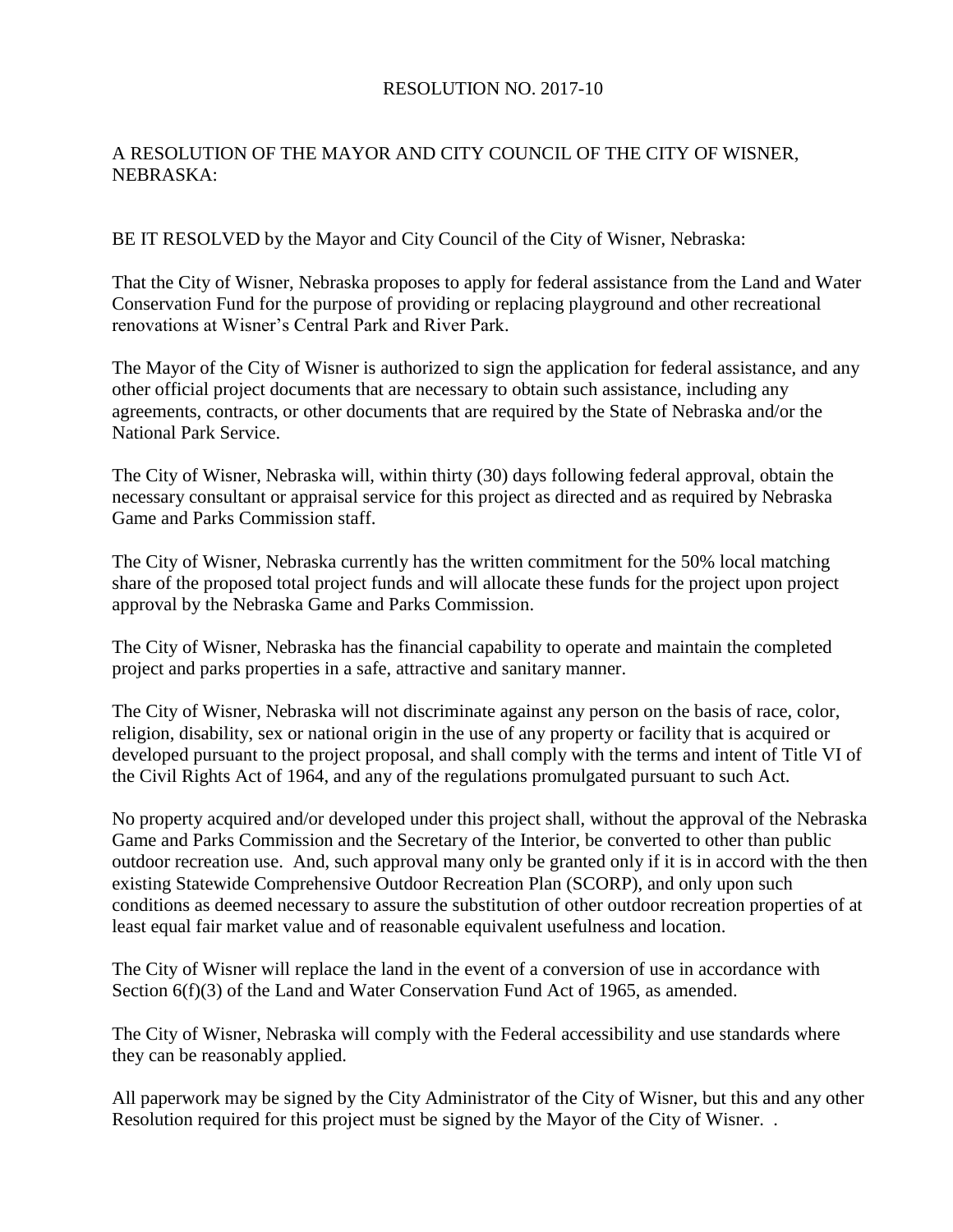RESOLUTION NO. 2017-10

A RESOLUTION OF THE MAYOR AND CITY COUNCIL OF THE CITY OF WISNER, NEBRASKA:

BE IT RESOLVED by the Mayor and City Council of the City of Wisner, Nebraska:

That the City of Wisner, Nebraska proposes to apply for federal assistance from the Land and Water Conservation Fund for the purpose of providing or replacing playground and other recreational renovations at Wisner's Central Park and River Park.

The Mayor of the City of Wisner is authorized to sign the application for federal assistance, and any other official project documents that are necessary to obtain such assistance, including any agreements, contracts, or other documents that are required by the State of Nebraska and/or the National Park Service.

The City of Wisner, Nebraska will, within thirty (30) days following federal approval, obtain the necessary consultant or appraisal service for this project as directed and as required by Nebraska Game and Parks Commission staff.

The City of Wisner, Nebraska currently has the written commitment for the 50% local matching share of the proposed total project funds and will allocate these funds for the project upon project approval by the Nebraska Game and Parks Commission.

The City of Wisner, Nebraska has the financial capability to operate and maintain the completed project and parks properties in a safe, attractive and sanitary manner.

The City of Wisner, Nebraska will not discriminate against any person on the basis of race, color, religion, disability, sex or national origin in the use of any property or facility that is acquired or developed pursuant to the project proposal, and shall comply with the terms and intent of Title VI of the Civil Rights Act of 1964, and any of the regulations promulgated pursuant to such Act.

No property acquired and/or developed under this project shall, without the approval of the Nebraska Game and Parks Commission and the Secretary of the Interior, be converted to other than public outdoor recreation use. And, such approval many only be granted only if it is in accord with the then existing Statewide Comprehensive Outdoor Recreation Plan (SCORP), and only upon such conditions as deemed necessary to assure the substitution of other outdoor recreation properties of at least equal fair market value and of reasonable equivalent usefulness and location.

The City of Wisner will replace the land in the event of a conversion of use in accordance with Section 6(f)(3) of the Land and Water Conservation Fund Act of 1965, as amended.

The City of Wisner, Nebraska will comply with the Federal accessibility and use standards where they can be reasonably applied.

All paperwork may be signed by the City Administrator of the City of Wisner, but this and any other Resolution required for this project must be signed by the Mayor of the City of Wisner. .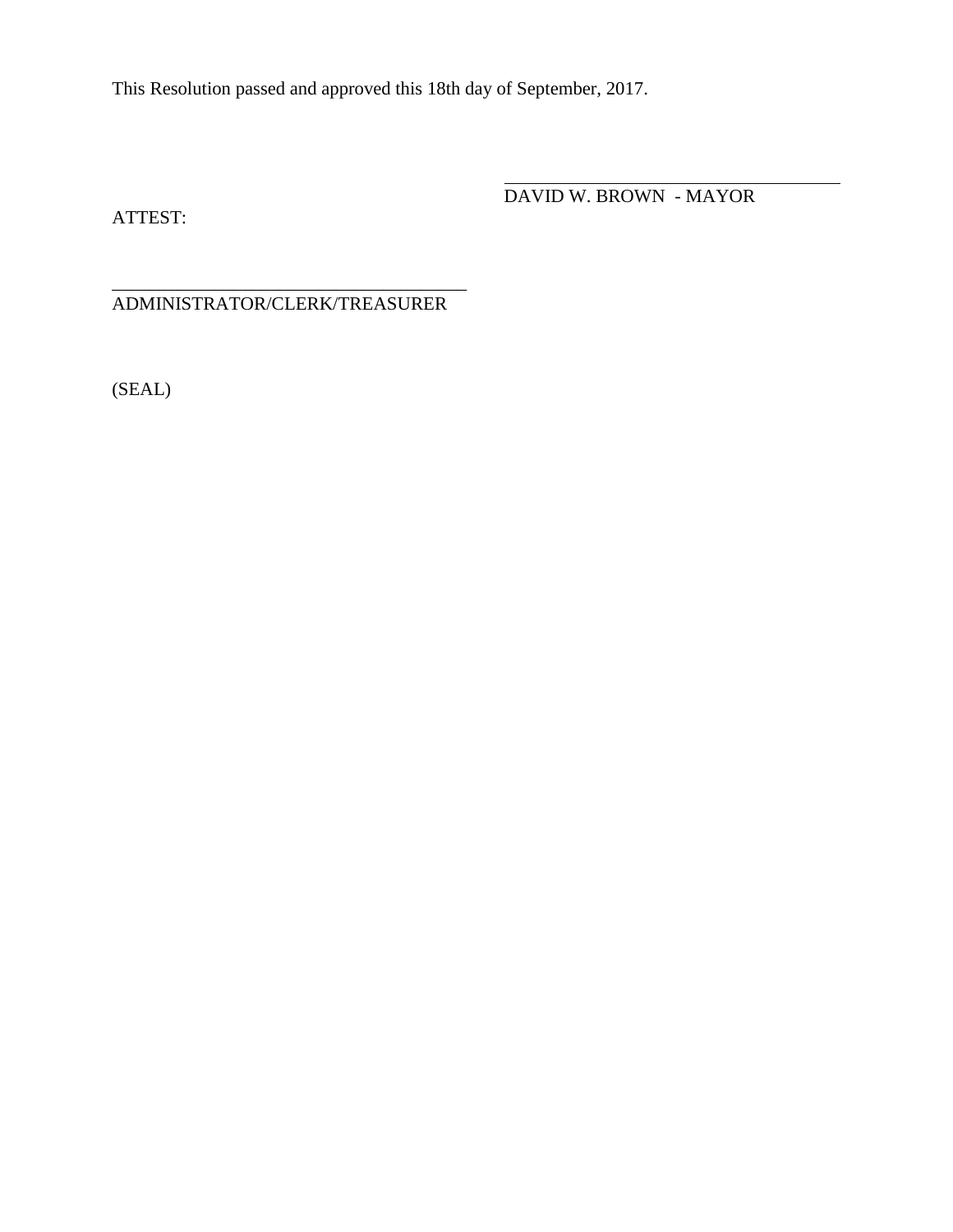This Resolution passed and approved this 18th day of September, 2017.

\_\_\_\_\_\_\_\_\_\_\_\_\_\_\_\_\_\_\_\_\_\_\_\_\_\_\_\_\_\_\_\_\_\_\_\_\_\_\_\_

DAVID W. BROWN - MAYOR

ATTEST:

\_\_\_\_\_\_\_\_\_\_\_\_\_\_\_\_\_\_\_\_\_\_\_\_\_\_\_\_\_\_\_\_\_\_\_\_\_\_\_\_

ADMINISTRATOR/CLERK/TREASURER

(SEAL)